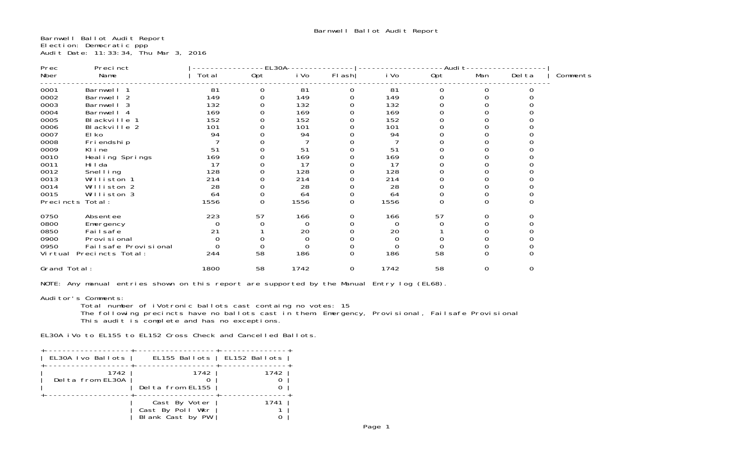# Barnwell Ballot Audit Report

Barnwell Ballot Audit Report
Election: Democratic ppp
Audit Date: 11:33:34, Thu Mar 3, 2016

| Prec Nber | Precinct Name | EL30A Total | EL30A Opt | EL30A iVo | EL30A Flash | Audit iVo | Audit Opt | Audit Man | Audit Delta | Comments |
|---|---|---|---|---|---|---|---|---|---|---|
| 0001 | Barnwell 1 | 81 | 0 | 81 | 0 | 81 | 0 | 0 | 0 | |
| 0002 | Barnwell 2 | 149 | 0 | 149 | 0 | 149 | 0 | 0 | 0 | |
| 0003 | Barnwell 3 | 132 | 0 | 132 | 0 | 132 | 0 | 0 | 0 | |
| 0004 | Barnwell 4 | 169 | 0 | 169 | 0 | 169 | 0 | 0 | 0 | |
| 0005 | Blackville 1 | 152 | 0 | 152 | 0 | 152 | 0 | 0 | 0 | |
| 0006 | Blackville 2 | 101 | 0 | 101 | 0 | 101 | 0 | 0 | 0 | |
| 0007 | Elko | 94 | 0 | 94 | 0 | 94 | 0 | 0 | 0 | |
| 0008 | Friendship | 7 | 0 | 7 | 0 | 7 | 0 | 0 | 0 | |
| 0009 | Kline | 51 | 0 | 51 | 0 | 51 | 0 | 0 | 0 | |
| 0010 | Healing Springs | 169 | 0 | 169 | 0 | 169 | 0 | 0 | 0 | |
| 0011 | Hilda | 17 | 0 | 17 | 0 | 17 | 0 | 0 | 0 | |
| 0012 | Snelling | 128 | 0 | 128 | 0 | 128 | 0 | 0 | 0 | |
| 0013 | Williston 1 | 214 | 0 | 214 | 0 | 214 | 0 | 0 | 0 | |
| 0014 | Williston 2 | 28 | 0 | 28 | 0 | 28 | 0 | 0 | 0 | |
| 0015 | Williston 3 | 64 | 0 | 64 | 0 | 64 | 0 | 0 | 0 | |
| Precincts Total: | | 1556 | 0 | 1556 | 0 | 1556 | 0 | 0 | 0 | |
| 0750 | Absentee | 223 | 57 | 166 | 0 | 166 | 57 | 0 | 0 | |
| 0800 | Emergency | 0 | 0 | 0 | 0 | 0 | 0 | 0 | 0 | |
| 0850 | Failsafe | 21 | 1 | 20 | 0 | 20 | 1 | 0 | 0 | |
| 0900 | Provisional | 0 | 0 | 0 | 0 | 0 | 0 | 0 | 0 | |
| 0950 | Failsafe Provisional | 0 | 0 | 0 | 0 | 0 | 0 | 0 | 0 | |
| Virtual Precincts Total: | | 244 | 58 | 186 | 0 | 186 | 58 | 0 | 0 | |
| Grand Total: | | 1800 | 58 | 1742 | 0 | 1742 | 58 | 0 | 0 | |

NOTE: Any manual entries shown on this report are supported by the Manual Entry log (EL68).

Auditor's Comments:

Total number of iVotronic ballots cast containg no votes: 15
The following precincts have no ballots cast in them: Emergency, Provisional, Failsafe Provisional
This audit is complete and has no exceptions.

EL30A iVo to EL155 to EL152 Cross Check and Cancelled Ballots.

| EL30A Ivo Ballots | EL155 Ballots | EL152 Ballots |
|---|---|---|
| 1742 | 1742 | 1742 |
| Delta from EL30A | 0 | 0 |
| | Delta from EL155 | 0 |
| | Cast By Voter | 1741 |
| | Cast By Poll Wkr | 1 |
| | Blank Cast by PW | 0 |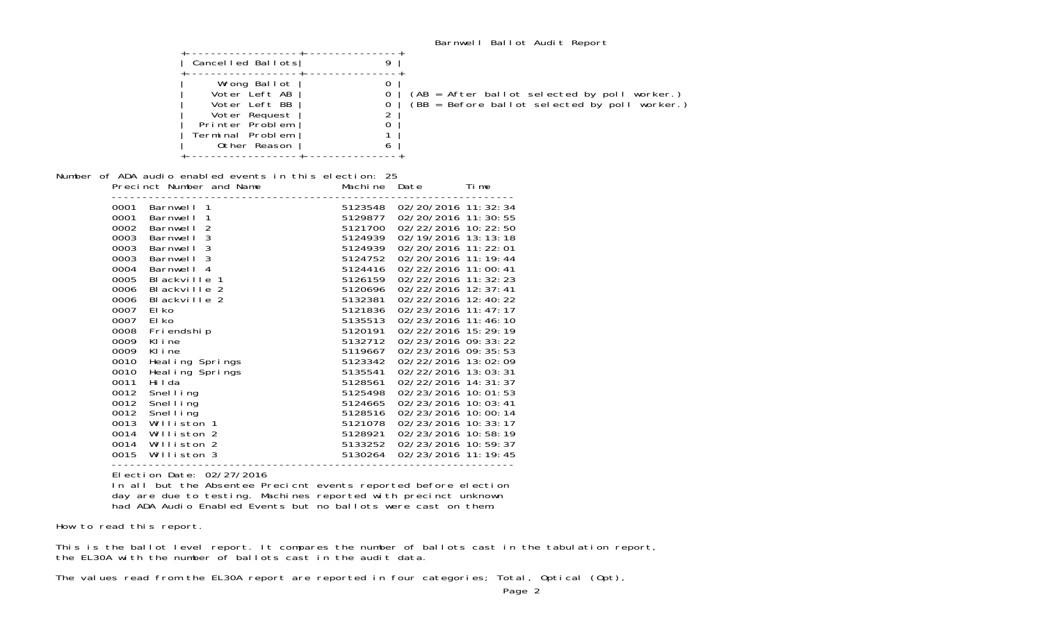Barnwell Ballot Audit Report

| Cancelled Ballots | 9 |
|---|---|
| Wrong Ballot | 0 |
| Voter Left AB | 0 |
| Voter Left BB | 0 |
| Voter Request | 2 |
| Printer Problem | 0 |
| Terminal Problem | 1 |
| Other Reason | 6 |

(AB = After ballot selected by poll worker.)
(BB = Before ballot selected by poll worker.)

Number of ADA audio enabled events in this election: 25

| Precinct Number and Name | Machine | Date | Time |
|---|---|---|---|
| 0001 Barnwell 1 | 5123548 | 02/20/2016 | 11:32:34 |
| 0001 Barnwell 1 | 5129877 | 02/20/2016 | 11:30:55 |
| 0002 Barnwell 2 | 5121700 | 02/22/2016 | 10:22:50 |
| 0003 Barnwell 3 | 5124939 | 02/19/2016 | 13:13:18 |
| 0003 Barnwell 3 | 5124939 | 02/20/2016 | 11:22:01 |
| 0003 Barnwell 3 | 5124752 | 02/20/2016 | 11:19:44 |
| 0004 Barnwell 4 | 5124416 | 02/22/2016 | 11:00:41 |
| 0005 Blackville 1 | 5126159 | 02/22/2016 | 11:32:23 |
| 0006 Blackville 2 | 5120696 | 02/22/2016 | 12:37:41 |
| 0006 Blackville 2 | 5132381 | 02/22/2016 | 12:40:22 |
| 0007 Elko | 5121836 | 02/23/2016 | 11:47:17 |
| 0007 Elko | 5135513 | 02/23/2016 | 11:46:10 |
| 0008 Friendship | 5120191 | 02/22/2016 | 15:29:19 |
| 0009 Kline | 5132712 | 02/23/2016 | 09:33:22 |
| 0009 Kline | 5119667 | 02/23/2016 | 09:35:53 |
| 0010 Healing Springs | 5123342 | 02/22/2016 | 13:02:09 |
| 0010 Healing Springs | 5135541 | 02/22/2016 | 13:03:31 |
| 0011 Hilda | 5128561 | 02/22/2016 | 14:31:37 |
| 0012 Snelling | 5125498 | 02/23/2016 | 10:01:53 |
| 0012 Snelling | 5124665 | 02/23/2016 | 10:03:41 |
| 0012 Snelling | 5128516 | 02/23/2016 | 10:00:14 |
| 0013 Williston 1 | 5121078 | 02/23/2016 | 10:33:17 |
| 0014 Williston 2 | 5128921 | 02/23/2016 | 10:58:19 |
| 0014 Williston 2 | 5133252 | 02/23/2016 | 10:59:37 |
| 0015 Williston 3 | 5130264 | 02/23/2016 | 11:19:45 |

Election Date: 02/27/2016
In all but the Absentee Precicnt events reported before election day are due to testing. Machines reported with precinct unknown had ADA Audio Enabled Events but no ballots were cast on them.

How to read this report.

This is the ballot level report. It compares the number of ballots cast in the tabulation report, the EL30A with the number of ballots cast in the audit data.

The values read from the EL30A report are reported in four categories; Total, Optical (Opt),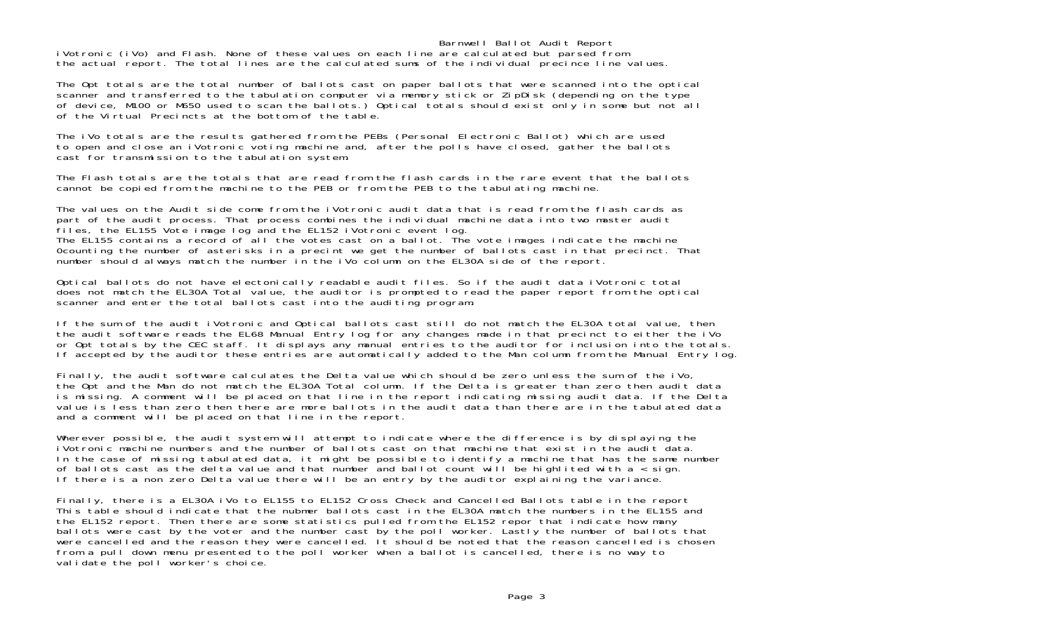iVotronic (iVo) and Flash. None of these values on each line are calculated but parsed from the actual report. The total lines are the calculated sums of the individual precince line values.

The Opt totals are the total number of ballots cast on paper ballots that were scanned into the optical scanner and transferred to the tabulation computer via memory stick or ZipDisk (depending on the type of device, M100 or M650 used to scan the ballots.) Optical totals should exist only in some but not all of the Virtual Precincts at the bottom of the table.

The iVo totals are the results gathered from the PEBs (Personal Electronic Ballot) which are used to open and close an iVotronic voting machine and, after the polls have closed, gather the ballots cast for transmission to the tabulation system.

The Flash totals are the totals that are read from the flash cards in the rare event that the ballots cannot be copied from the machine to the PEB or from the PEB to the tabulating machine.

The values on the Audit side come from the iVotronic audit data that is read from the flash cards as part of the audit process. That process combines the individual machine data into two master audit files, the EL155 Vote image log and the EL152 iVotronic event log.
The EL155 contains a record of all the votes cast on a ballot. The vote images indicate the machine 0counting the number of asterisks in a precint we get the number of ballots cast in that precinct. That number should always match the number in the iVo column on the EL30A side of the report.

Optical ballots do not have electonically readable audit files. So if the audit data iVotronic total does not match the EL30A Total value, the auditor is prompted to read the paper report from the optical scanner and enter the total ballots cast into the auditing program.

If the sum of the audit iVotronic and Optical ballots cast still do not match the EL30A total value, then the audit software reads the EL68 Manual Entry log for any changes made in that precinct to either the iVo or Opt totals by the CEC staff. It displays any manual entries to the auditor for inclusion into the totals. If accepted by the auditor these entries are automatically added to the Man column from the Manual Entry log.

Finally, the audit software calculates the Delta value which should be zero unless the sum of the iVo, the Opt and the Man do not match the EL30A Total column. If the Delta is greater than zero then audit data is missing. A comment will be placed on that line in the report indicating missing audit data. If the Delta value is less than zero then there are more ballots in the audit data than there are in the tabulated data and a comment will be placed on that line in the report.

Wherever possible, the audit system will attempt to indicate where the difference is by displaying the iVotronic machine numbers and the number of ballots cast on that machine that exist in the audit data. In the case of missing tabulated data, it might be possible to identify a machine that has the same number of ballots cast as the delta value and that number and ballot count will be highlited with a < sign. If there is a non zero Delta value there will be an entry by the auditor explaining the variance.

Finally, there is a EL30A iVo to EL155 to EL152 Cross Check and Cancelled Ballots table in the report This table should indicate that the nubmer ballots cast in the EL30A match the numbers in the EL155 and the EL152 report. Then there are some statistics pulled from the EL152 repor that indicate how many ballots were cast by the voter and the number cast by the poll worker. Lastly the number of ballots that were cancelled and the reason they were cancelled. It should be noted that the reason cancelled is chosen from a pull down menu presented to the poll worker when a ballot is cancelled, there is no way to validate the poll worker's choice.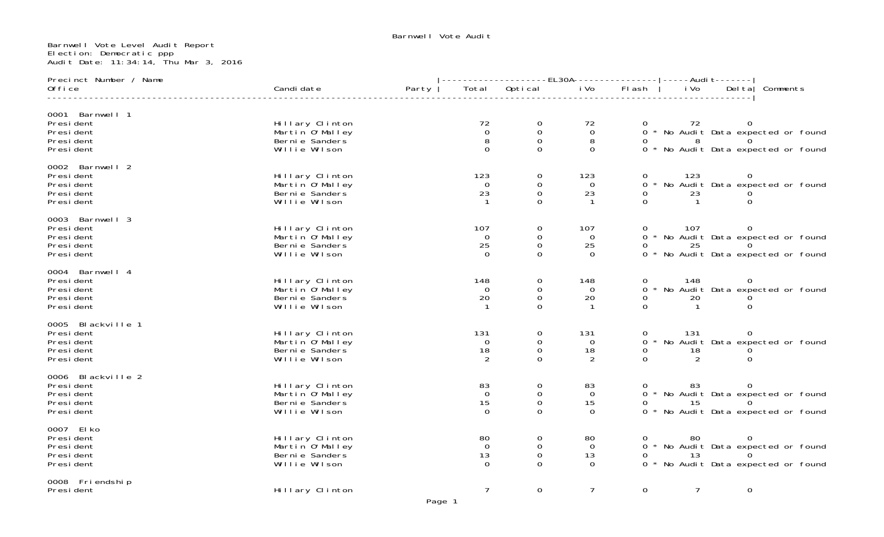Barnwell Vote Audit

Barnwell Vote Level Audit Report
Election: Democratic ppp
Audit Date: 11:34:14, Thu Mar 3, 2016

| Precinct Number / Name Office | Candidate | Party | EL30A Total | EL30A Optical | EL30A iVo | EL30A Flash | Audit iVo | Audit Delta | Comments |
|---|---|---|---|---|---|---|---|---|---|
| **0001 Barnwell 1** | | | | | | | | | |
| President | Hillary Clinton | | 72 | 0 | 72 | 0 | 72 | 0 | |
| President | Martin O'Malley | | 0 | 0 | 0 | 0 | | | * No Audit Data expected or found |
| President | Bernie Sanders | | 8 | 0 | 8 | 0 | 8 | 0 | |
| President | Willie Wilson | | 0 | 0 | 0 | 0 | | | * No Audit Data expected or found |
| **0002 Barnwell 2** | | | | | | | | | |
| President | Hillary Clinton | | 123 | 0 | 123 | 0 | 123 | 0 | |
| President | Martin O'Malley | | 0 | 0 | 0 | 0 | | | * No Audit Data expected or found |
| President | Bernie Sanders | | 23 | 0 | 23 | 0 | 23 | 0 | |
| President | Willie Wilson | | 1 | 0 | 1 | 0 | 1 | 0 | |
| **0003 Barnwell 3** | | | | | | | | | |
| President | Hillary Clinton | | 107 | 0 | 107 | 0 | 107 | 0 | |
| President | Martin O'Malley | | 0 | 0 | 0 | 0 | | | * No Audit Data expected or found |
| President | Bernie Sanders | | 25 | 0 | 25 | 0 | 25 | 0 | |
| President | Willie Wilson | | 0 | 0 | 0 | 0 | | | * No Audit Data expected or found |
| **0004 Barnwell 4** | | | | | | | | | |
| President | Hillary Clinton | | 148 | 0 | 148 | 0 | 148 | 0 | |
| President | Martin O'Malley | | 0 | 0 | 0 | 0 | | | * No Audit Data expected or found |
| President | Bernie Sanders | | 20 | 0 | 20 | 0 | 20 | 0 | |
| President | Willie Wilson | | 1 | 0 | 1 | 0 | 1 | 0 | |
| **0005 Blackville 1** | | | | | | | | | |
| President | Hillary Clinton | | 131 | 0 | 131 | 0 | 131 | 0 | |
| President | Martin O'Malley | | 0 | 0 | 0 | 0 | | | * No Audit Data expected or found |
| President | Bernie Sanders | | 18 | 0 | 18 | 0 | 18 | 0 | |
| President | Willie Wilson | | 2 | 0 | 2 | 0 | 2 | 0 | |
| **0006 Blackville 2** | | | | | | | | | |
| President | Hillary Clinton | | 83 | 0 | 83 | 0 | 83 | 0 | |
| President | Martin O'Malley | | 0 | 0 | 0 | 0 | | | * No Audit Data expected or found |
| President | Bernie Sanders | | 15 | 0 | 15 | 0 | 15 | 0 | |
| President | Willie Wilson | | 0 | 0 | 0 | 0 | | | * No Audit Data expected or found |
| **0007 Elko** | | | | | | | | | |
| President | Hillary Clinton | | 80 | 0 | 80 | 0 | 80 | 0 | |
| President | Martin O'Malley | | 0 | 0 | 0 | 0 | | | * No Audit Data expected or found |
| President | Bernie Sanders | | 13 | 0 | 13 | 0 | 13 | 0 | |
| President | Willie Wilson | | 0 | 0 | 0 | 0 | | | * No Audit Data expected or found |
| **0008 Friendship** | | | | | | | | | |
| President | Hillary Clinton | | 7 | 0 | 7 | 0 | 7 | 0 | |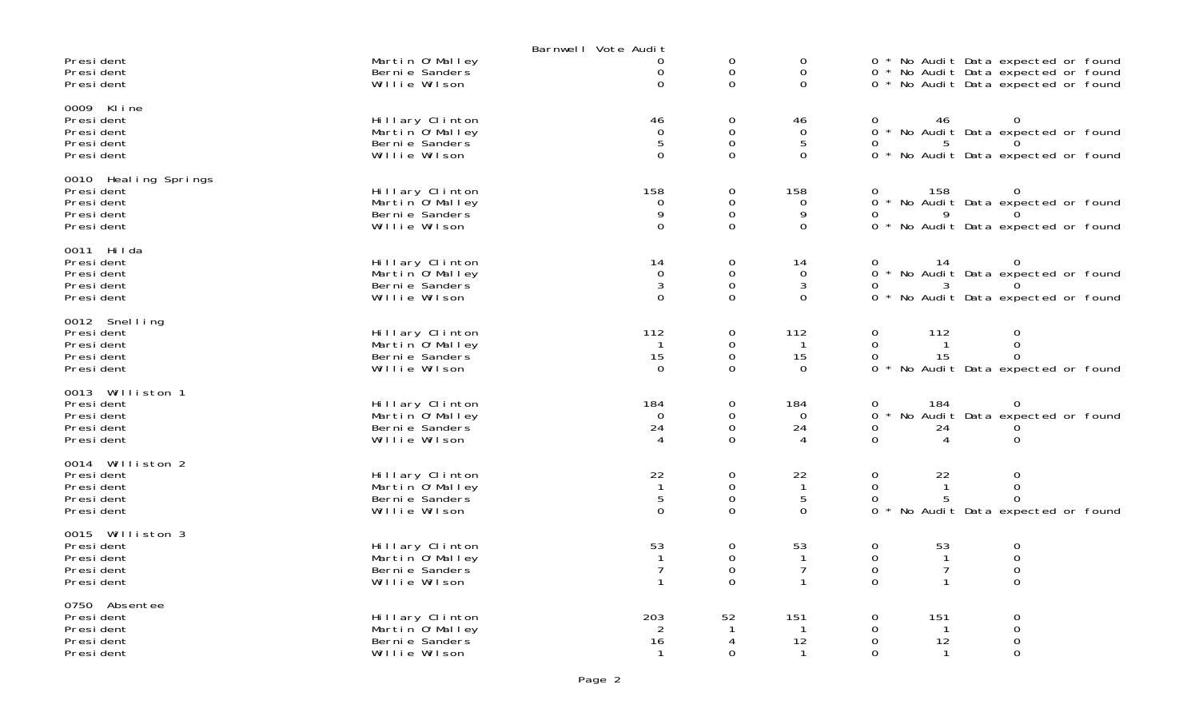Barnwell Vote Audit

| | | | | | | | |
|---|---|---|---|---|---|---|---|
| President | Martin O'Malley | 0 | 0 | 0 | 0 * No Audit Data expected or found | | |
| President | Bernie Sanders | 0 | 0 | 0 | 0 * No Audit Data expected or found | | |
| President | Willie Wilson | 0 | 0 | 0 | 0 * No Audit Data expected or found | | |
| **0009 Kline** | | | | | | | |
| President | Hillary Clinton | 46 | 0 | 46 | 0 | 46 | 0 |
| President | Martin O'Malley | 0 | 0 | 0 | 0 * No Audit Data expected or found | | |
| President | Bernie Sanders | 5 | 0 | 5 | 0 | 5 | 0 |
| President | Willie Wilson | 0 | 0 | 0 | 0 * No Audit Data expected or found | | |
| **0010 Healing Springs** | | | | | | | |
| President | Hillary Clinton | 158 | 0 | 158 | 0 | 158 | 0 |
| President | Martin O'Malley | 0 | 0 | 0 | 0 * No Audit Data expected or found | | |
| President | Bernie Sanders | 9 | 0 | 9 | 0 | 9 | 0 |
| President | Willie Wilson | 0 | 0 | 0 | 0 * No Audit Data expected or found | | |
| **0011 Hilda** | | | | | | | |
| President | Hillary Clinton | 14 | 0 | 14 | 0 | 14 | 0 |
| President | Martin O'Malley | 0 | 0 | 0 | 0 * No Audit Data expected or found | | |
| President | Bernie Sanders | 3 | 0 | 3 | 0 | 3 | 0 |
| President | Willie Wilson | 0 | 0 | 0 | 0 * No Audit Data expected or found | | |
| **0012 Snelling** | | | | | | | |
| President | Hillary Clinton | 112 | 0 | 112 | 0 | 112 | 0 |
| President | Martin O'Malley | 1 | 0 | 1 | 0 | 1 | 0 |
| President | Bernie Sanders | 15 | 0 | 15 | 0 | 15 | 0 |
| President | Willie Wilson | 0 | 0 | 0 | 0 * No Audit Data expected or found | | |
| **0013 Williston 1** | | | | | | | |
| President | Hillary Clinton | 184 | 0 | 184 | 0 | 184 | 0 |
| President | Martin O'Malley | 0 | 0 | 0 | 0 * No Audit Data expected or found | | |
| President | Bernie Sanders | 24 | 0 | 24 | 0 | 24 | 0 |
| President | Willie Wilson | 4 | 0 | 4 | 0 | 4 | 0 |
| **0014 Williston 2** | | | | | | | |
| President | Hillary Clinton | 22 | 0 | 22 | 0 | 22 | 0 |
| President | Martin O'Malley | 1 | 0 | 1 | 0 | 1 | 0 |
| President | Bernie Sanders | 5 | 0 | 5 | 0 | 5 | 0 |
| President | Willie Wilson | 0 | 0 | 0 | 0 * No Audit Data expected or found | | |
| **0015 Williston 3** | | | | | | | |
| President | Hillary Clinton | 53 | 0 | 53 | 0 | 53 | 0 |
| President | Martin O'Malley | 1 | 0 | 1 | 0 | 1 | 0 |
| President | Bernie Sanders | 7 | 0 | 7 | 0 | 7 | 0 |
| President | Willie Wilson | 1 | 0 | 1 | 0 | 1 | 0 |
| **0750 Absentee** | | | | | | | |
| President | Hillary Clinton | 203 | 52 | 151 | 0 | 151 | 0 |
| President | Martin O'Malley | 2 | 1 | 1 | 0 | 1 | 0 |
| President | Bernie Sanders | 16 | 4 | 12 | 0 | 12 | 0 |
| President | Willie Wilson | 1 | 0 | 1 | 0 | 1 | 0 |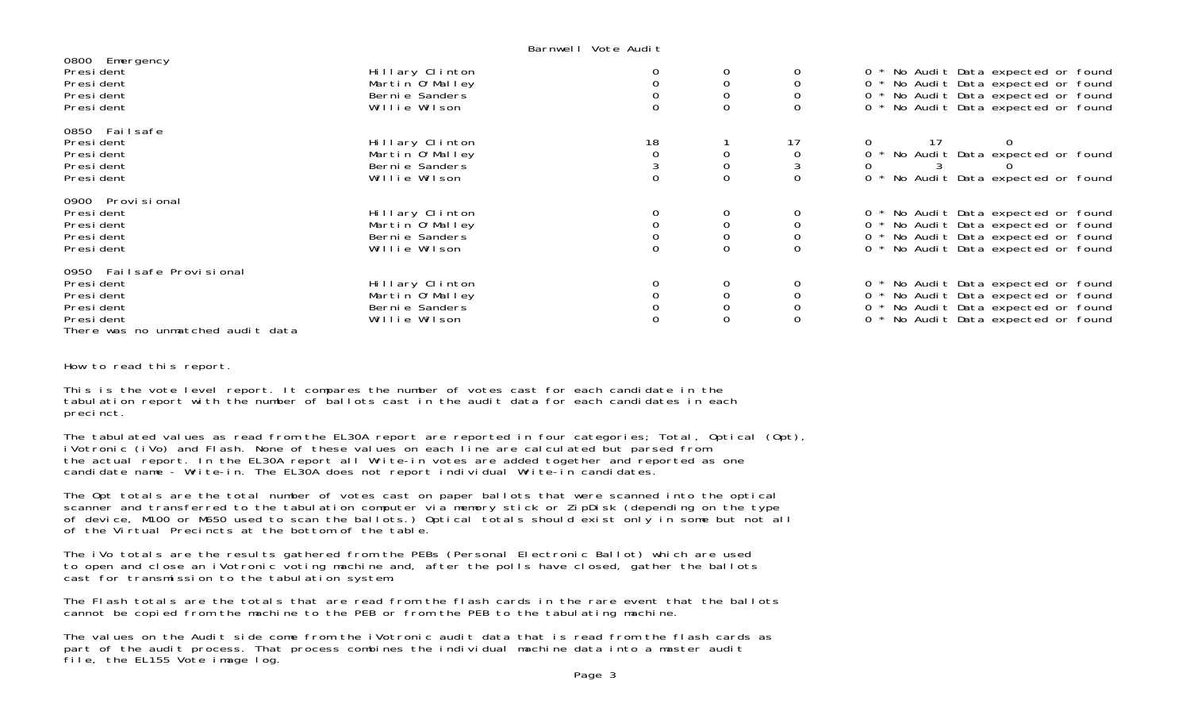Barnwell Vote Audit

| | | | | | |
|---|---|---|---|---|---|
| **0800 Emergency** | | | | | |
| President | Hillary Clinton | 0 | 0 | 0 | 0 * No Audit Data expected or found |
| President | Martin O'Malley | 0 | 0 | 0 | 0 * No Audit Data expected or found |
| President | Bernie Sanders | 0 | 0 | 0 | 0 * No Audit Data expected or found |
| President | Willie Wilson | 0 | 0 | 0 | 0 * No Audit Data expected or found |
| **0850 Failsafe** | | | | | |
| President | Hillary Clinton | 18 | 1 | 17 | 0 17 0 |
| President | Martin O'Malley | 0 | 0 | 0 | 0 * No Audit Data expected or found |
| President | Bernie Sanders | 3 | 0 | 3 | 0 3 0 |
| President | Willie Wilson | 0 | 0 | 0 | 0 * No Audit Data expected or found |
| **0900 Provisional** | | | | | |
| President | Hillary Clinton | 0 | 0 | 0 | 0 * No Audit Data expected or found |
| President | Martin O'Malley | 0 | 0 | 0 | 0 * No Audit Data expected or found |
| President | Bernie Sanders | 0 | 0 | 0 | 0 * No Audit Data expected or found |
| President | Willie Wilson | 0 | 0 | 0 | 0 * No Audit Data expected or found |
| **0950 Failsafe Provisional** | | | | | |
| President | Hillary Clinton | 0 | 0 | 0 | 0 * No Audit Data expected or found |
| President | Martin O'Malley | 0 | 0 | 0 | 0 * No Audit Data expected or found |
| President | Bernie Sanders | 0 | 0 | 0 | 0 * No Audit Data expected or found |
| President | Willie Wilson | 0 | 0 | 0 | 0 * No Audit Data expected or found |

There was no unmatched audit data

How to read this report.

This is the vote level report. It compares the number of votes cast for each candidate in the tabulation report with the number of ballots cast in the audit data for each candidates in each precinct.

The tabulated values as read from the EL30A report are reported in four categories; Total, Optical (Opt), iVotronic (iVo) and Flash. None of these values on each line are calculated but parsed from the actual report. In the EL30A report all Write-in votes are added together and reported as one candidate name - Write-in. The EL30A does not report individual Write-in candidates.

The Opt totals are the total number of votes cast on paper ballots that were scanned into the optical scanner and transferred to the tabulation computer via memory stick or ZipDisk (depending on the type of device, M100 or M650 used to scan the ballots.) Optical totals should exist only in some but not all of the Virtual Precincts at the bottom of the table.

The iVo totals are the results gathered from the PEBs (Personal Electronic Ballot) which are used to open and close an iVotronic voting machine and, after the polls have closed, gather the ballots cast for transmission to the tabulation system.

The Flash totals are the totals that are read from the flash cards in the rare event that the ballots cannot be copied from the machine to the PEB or from the PEB to the tabulating machine.

The values on the Audit side come from the iVotronic audit data that is read from the flash cards as part of the audit process. That process combines the individual machine data into a master audit file, the EL155 Vote image log.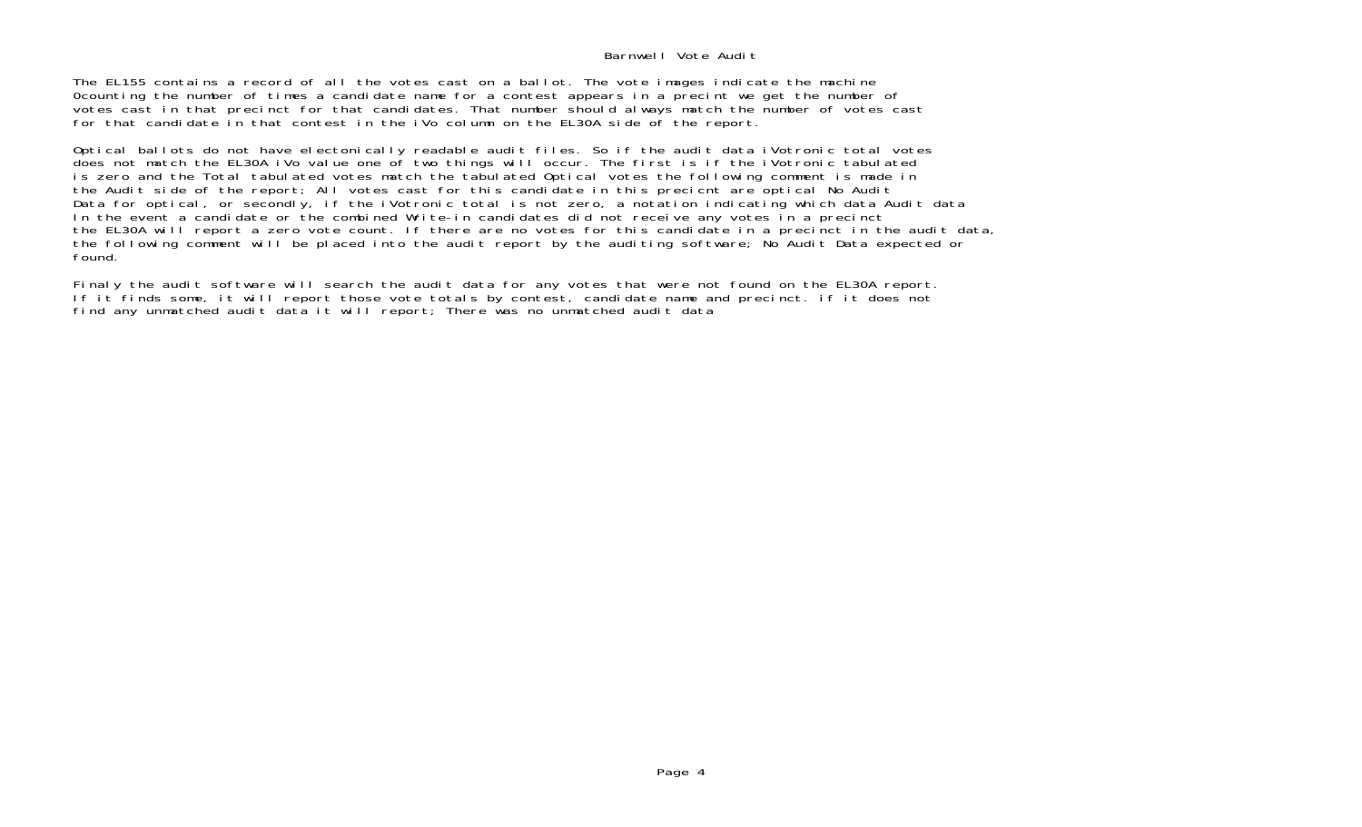Barnwell Vote Audit

The EL155 contains a record of all the votes cast on a ballot. The vote images indicate the machine 0counting the number of times a candidate name for a contest appears in a precint we get the number of votes cast in that precinct for that candidates. That number should always match the number of votes cast for that candidate in that contest in the iVo column on the EL30A side of the report.

Optical ballots do not have electonically readable audit files. So if the audit data iVotronic total votes does not match the EL30A iVo value one of two things will occur. The first is if the iVotronic tabulated is zero and the Total tabulated votes match the tabulated Optical votes the following comment is made in the Audit side of the report; All votes cast for this candidate in this precicnt are optical No Audit Data for optical, or secondly, if the iVotronic total is not zero, a notation indicating which data Audit data In the event a candidate or the combined Write-in candidates did not receive any votes in a precinct the EL30A will report a zero vote count. If there are no votes for this candidate in a precinct in the audit data, the following comment will be placed into the audit report by the auditing software; No Audit Data expected or found.

Finaly the audit software will search the audit data for any votes that were not found on the EL30A report. If it finds some, it will report those vote totals by contest, candidate name and precinct. if it does not find any unmatched audit data it will report; There was no unmatched audit data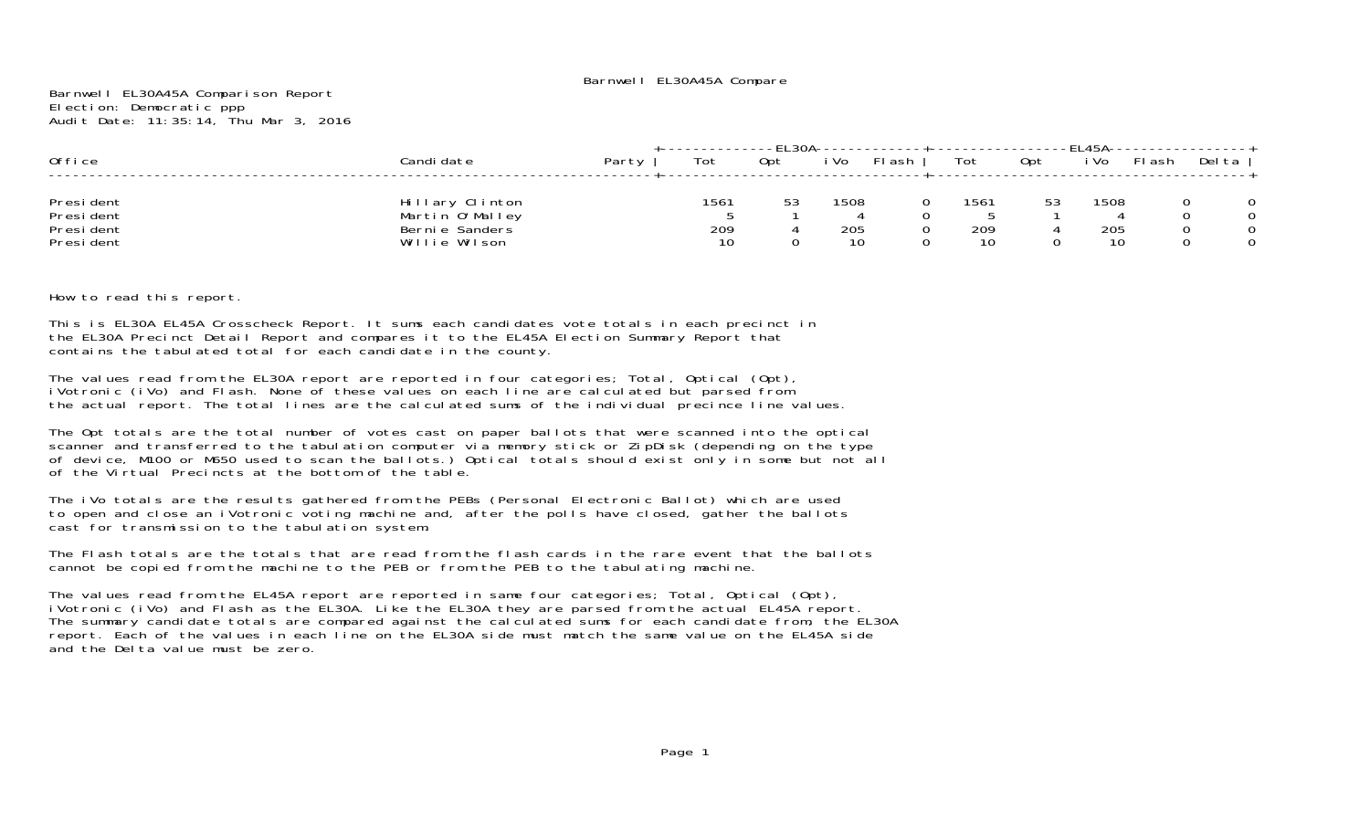Barnwell EL30A45A Compare

Barnwell EL30A45A Comparison Report
Election: Democratic ppp
Audit Date: 11:35:14, Thu Mar 3, 2016

| Office | Candidate | Party | EL30A Tot | EL30A Opt | EL30A iVo | EL30A Flash | EL45A Tot | EL45A Opt | EL45A iVo | EL45A Flash | Delta |
|---|---|---|---|---|---|---|---|---|---|---|---|
| President | Hillary Clinton | | 1561 | 53 | 1508 | 0 | 1561 | 53 | 1508 | 0 | 0 |
| President | Martin O'Malley | | 5 | 1 | 4 | 0 | 5 | 1 | 4 | 0 | 0 |
| President | Bernie Sanders | | 209 | 4 | 205 | 0 | 209 | 4 | 205 | 0 | 0 |
| President | Willie Wilson | | 10 | 0 | 10 | 0 | 10 | 0 | 10 | 0 | 0 |

How to read this report.

This is EL30A EL45A Crosscheck Report. It sums each candidates vote totals in each precinct in the EL30A Precinct Detail Report and compares it to the EL45A Election Summary Report that contains the tabulated total for each candidate in the county.

The values read from the EL30A report are reported in four categories; Total, Optical (Opt), iVotronic (iVo) and Flash. None of these values on each line are calculated but parsed from the actual report. The total lines are the calculated sums of the individual precince line values.

The Opt totals are the total number of votes cast on paper ballots that were scanned into the optical scanner and transferred to the tabulation computer via memory stick or ZipDisk (depending on the type of device, M100 or M650 used to scan the ballots.) Optical totals should exist only in some but not all of the Virtual Precincts at the bottom of the table.

The iVo totals are the results gathered from the PEBs (Personal Electronic Ballot) which are used to open and close an iVotronic voting machine and, after the polls have closed, gather the ballots cast for transmission to the tabulation system.

The Flash totals are the totals that are read from the flash cards in the rare event that the ballots cannot be copied from the machine to the PEB or from the PEB to the tabulating machine.

The values read from the EL45A report are reported in same four categories; Total, Optical (Opt), iVotronic (iVo) and Flash as the EL30A. Like the EL30A they are parsed from the actual EL45A report. The summary candidate totals are compared against the calculated sums for each candidate from, the EL30A report. Each of the values in each line on the EL30A side must match the same value on the EL45A side and the Delta value must be zero.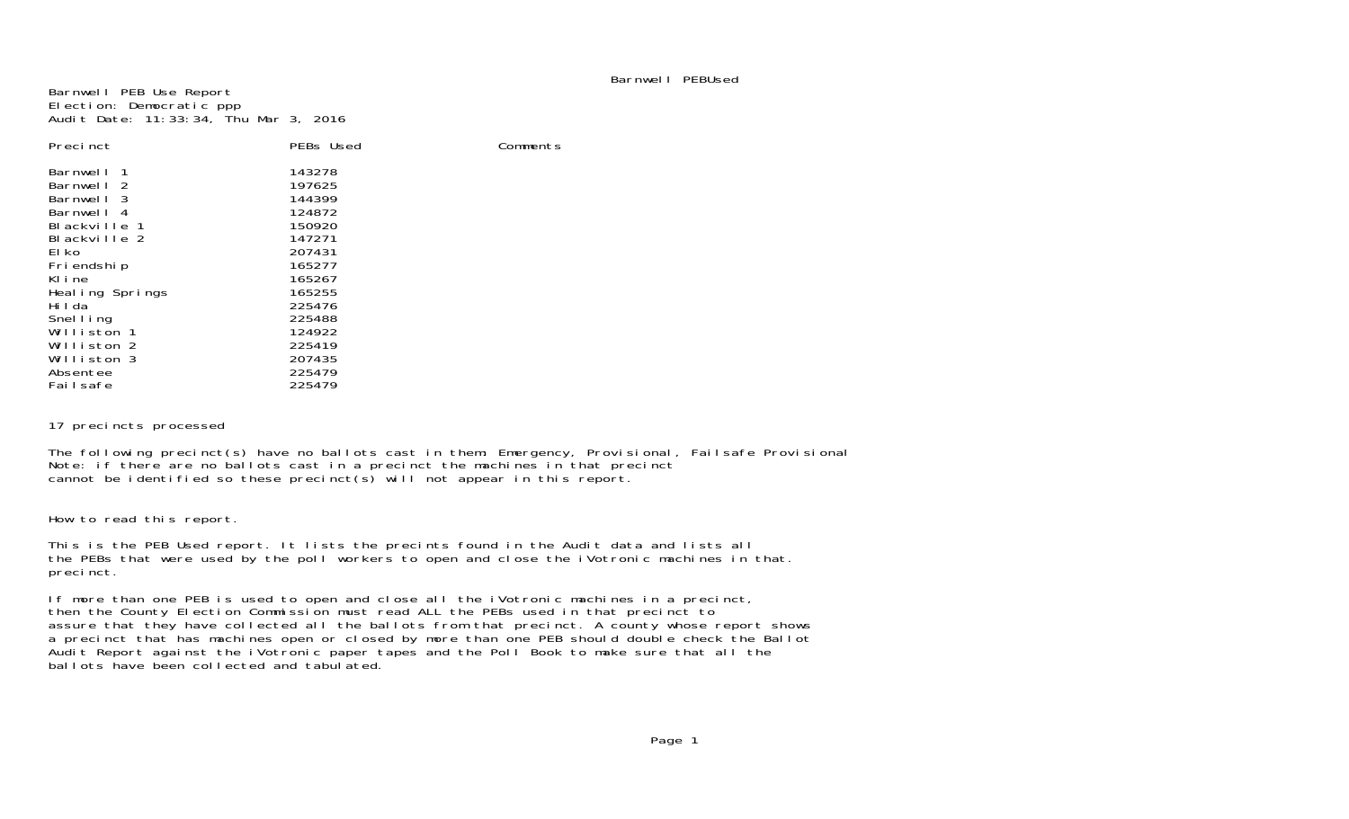Barnwell PEB Use Report
Election: Democratic ppp
Audit Date: 11:33:34, Thu Mar 3, 2016

| Precinct | PEBs Used | Comments |
|---|---|---|
| Barnwell 1 | 143278 | |
| Barnwell 2 | 197625 | |
| Barnwell 3 | 144399 | |
| Barnwell 4 | 124872 | |
| Blackville 1 | 150920 | |
| Blackville 2 | 147271 | |
| Elko | 207431 | |
| Friendship | 165277 | |
| Kline | 165267 | |
| Healing Springs | 165255 | |
| Hilda | 225476 | |
| Snelling | 225488 | |
| Williston 1 | 124922 | |
| Williston 2 | 225419 | |
| Williston 3 | 207435 | |
| Absentee | 225479 | |
| Failsafe | 225479 | |

17 precincts processed

The following precinct(s) have no ballots cast in them: Emergency, Provisional, Failsafe Provisional
Note: if there are no ballots cast in a precinct the machines in that precinct cannot be identified so these precinct(s) will not appear in this report.

How to read this report.

This is the PEB Used report. It lists the precints found in the Audit data and lists all the PEBs that were used by the poll workers to open and close the iVotronic machines in that precinct.

If more than one PEB is used to open and close all the iVotronic machines in a precinct, then the County Election Commission must read ALL the PEBs used in that precinct to assure that they have collected all the ballots from that precinct. A county whose report shows a precinct that has machines open or closed by more than one PEB should double check the Ballot Audit Report against the iVotronic paper tapes and the Poll Book to make sure that all the ballots have been collected and tabulated.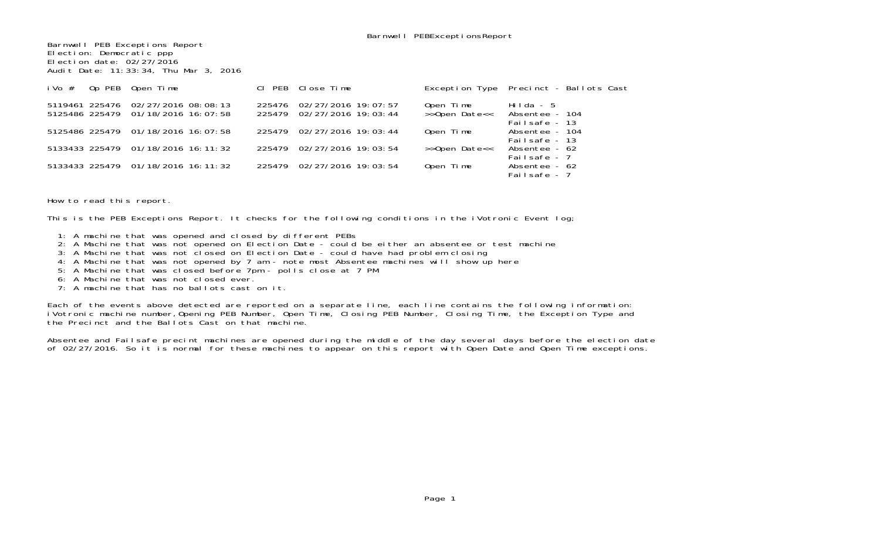Barnwell PEB Exceptions Report
Election: Democratic ppp
Election date: 02/27/2016
Audit Date: 11:33:34, Thu Mar 3, 2016

| iVo # | Op PEB | Open Time | Cl PEB | Close Time | Exception Type | Precinct - Ballots Cast |
|---|---|---|---|---|---|---|
| 5119461 | 225476 | 02/27/2016 08:08:13 | 225476 | 02/27/2016 19:07:57 | Open Time | Hilda - 5 |
| 5125486 | 225479 | 01/18/2016 16:07:58 | 225479 | 02/27/2016 19:03:44 | >>Open Date<< | Absentee - 104<br>Failsafe - 13 |
| 5125486 | 225479 | 01/18/2016 16:07:58 | 225479 | 02/27/2016 19:03:44 | Open Time | Absentee - 104<br>Failsafe - 13 |
| 5133433 | 225479 | 01/18/2016 16:11:32 | 225479 | 02/27/2016 19:03:54 | >>Open Date<< | Absentee - 62<br>Failsafe - 7 |
| 5133433 | 225479 | 01/18/2016 16:11:32 | 225479 | 02/27/2016 19:03:54 | Open Time | Absentee - 62<br>Failsafe - 7 |

How to read this report.

This is the PEB Exceptions Report. It checks for the following conditions in the iVotronic Event log;

1: A machine that was opened and closed by different PEBs
2: A Machine that was not opened on Election Date - could be either an absentee or test machine
3: A Machine that was not closed on Election Date - could have had problem closing
4: A Machine that was not opened by 7 am - note most Absentee machines will show up here
5: A Machine that was closed before 7pm - polls close at 7 PM
6: A Machine that was not closed ever.
7: A machine that has no ballots cast on it.

Each of the events above detected are reported on a separate line, each line contains the following information:
iVotronic machine number,Opening PEB Number, Open Time, Closing PEB Number, Closing Time, the Exception Type and the Precinct and the Ballots Cast on that machine.

Absentee and Failsafe precint machines are opened during the middle of the day several days before the election date of 02/27/2016. So it is normal for these machines to appear on this report with Open Date and Open Time exceptions.